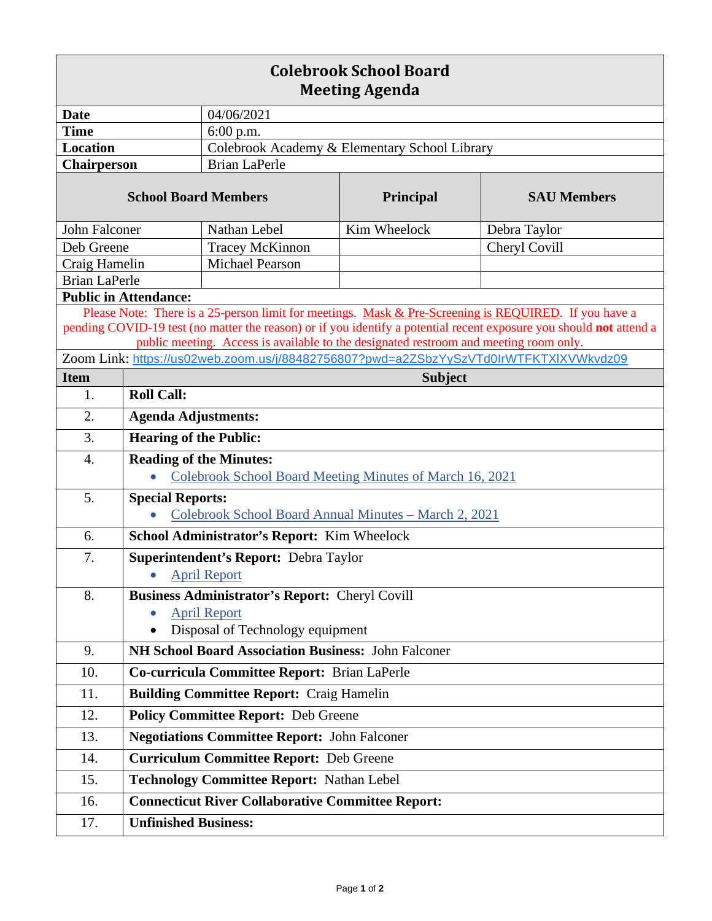# Colebrook School Board
## Meeting Agenda

| | |
|---|---|
| **Date** | 04/06/2021 |
| **Time** | 6:00 p.m. |
| **Location** | Colebrook Academy & Elementary School Library |
| **Chairperson** | Brian LaPerle |

| **School Board Members** | | **Principal** | **SAU Members** |
|---|---|---|---|
| John Falconer | Nathan Lebel | Kim Wheelock | Debra Taylor |
| Deb Greene | Tracey McKinnon | | Cheryl Covill |
| Craig Hamelin | Michael Pearson | | |
| Brian LaPerle | | | |

**Public in Attendance:**

Please Note: There is a 25-person limit for meetings. Mask & Pre-Screening is REQUIRED. If you have a pending COVID-19 test (no matter the reason) or if you identify a potential recent exposure you should **not** attend a public meeting. Access is available to the designated restroom and meeting room only.

Zoom Link: https://us02web.zoom.us/j/88482756807?pwd=a2ZSbzYySzVTd0IrWTFKTXlXVWkvdz09

| Item | Subject |
|---|---|
| 1. | **Roll Call:** |
| 2. | **Agenda Adjustments:** |
| 3. | **Hearing of the Public:** |
| 4. | **Reading of the Minutes:** <br>• Colebrook School Board Meeting Minutes of March 16, 2021 |
| 5. | **Special Reports:** <br>• Colebrook School Board Annual Minutes – March 2, 2021 |
| 6. | **School Administrator's Report:** Kim Wheelock |
| 7. | **Superintendent's Report:** Debra Taylor <br>• April Report |
| 8. | **Business Administrator's Report:** Cheryl Covill <br>• April Report <br>• Disposal of Technology equipment |
| 9. | **NH School Board Association Business:** John Falconer |
| 10. | **Co-curricula Committee Report:** Brian LaPerle |
| 11. | **Building Committee Report:** Craig Hamelin |
| 12. | **Policy Committee Report:** Deb Greene |
| 13. | **Negotiations Committee Report:** John Falconer |
| 14. | **Curriculum Committee Report:** Deb Greene |
| 15. | **Technology Committee Report:** Nathan Lebel |
| 16. | **Connecticut River Collaborative Committee Report:** |
| 17. | **Unfinished Business:** |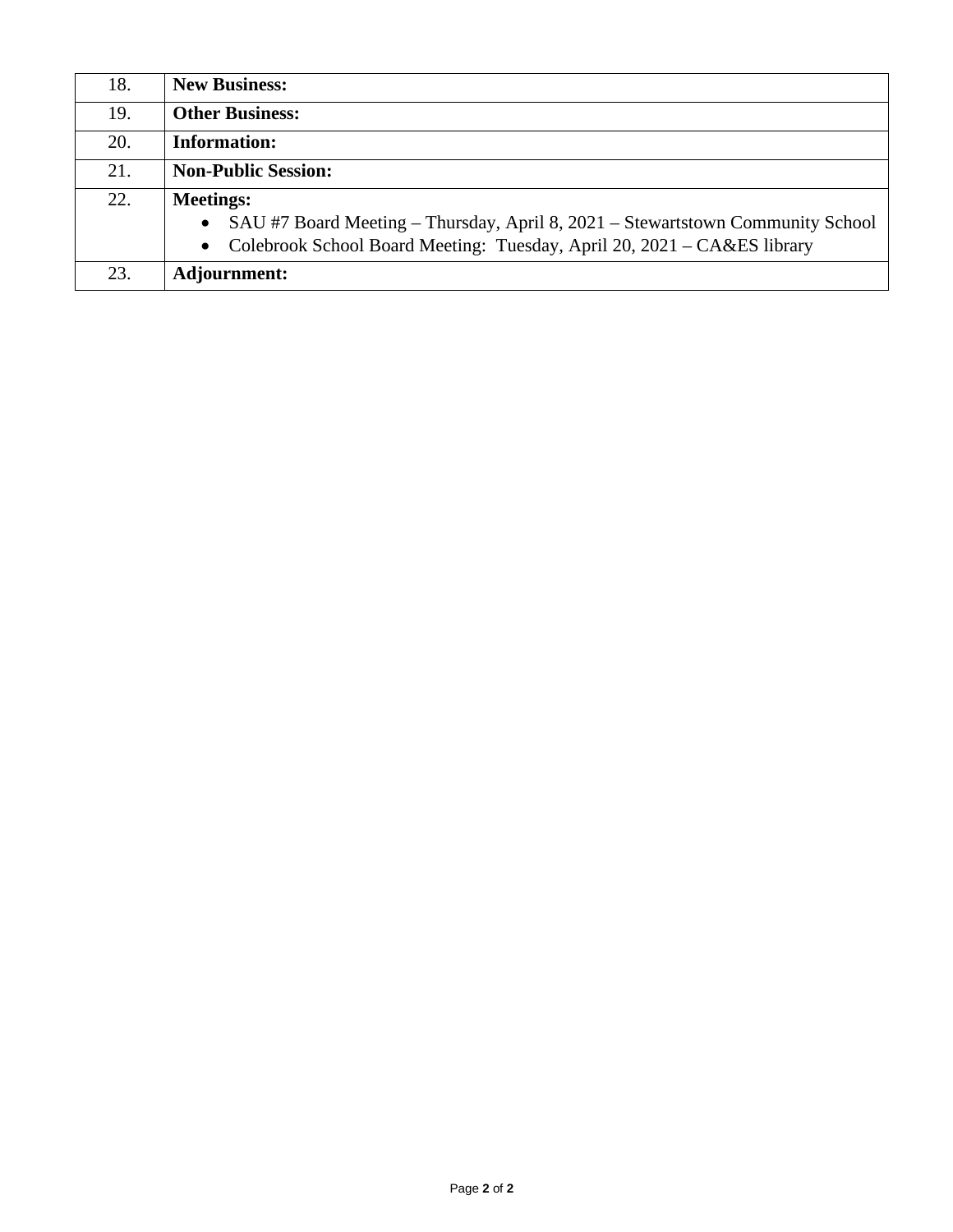| | |
|---|---|
| 18. | **New Business:** |
| 19. | **Other Business:** |
| 20. | **Information:** |
| 21. | **Non-Public Session:** |
| 22. | **Meetings:**<br>• SAU #7 Board Meeting – Thursday, April 8, 2021 – Stewartstown Community School<br>• Colebrook School Board Meeting: Tuesday, April 20, 2021 – CA&ES library |
| 23. | **Adjournment:** |